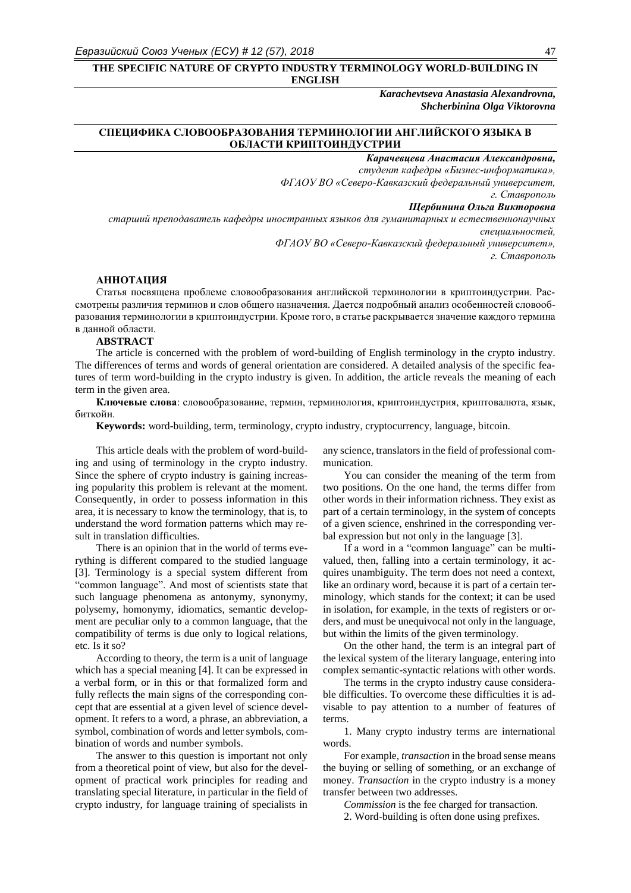# THE SPECIFIC NATURE OF CRYPTO INDUSTRY TERMINOLOGY WORLD-BUILDING IN ENGLISH

***Karachevtseva Anastasia Alexandrovna,***
***Shcherbinina Olga Viktorovna***

# СПЕЦИФИКА СЛОВООБРАЗОВАНИЯ ТЕРМИНОЛОГИИ АНГЛИЙСКОГО ЯЗЫКА В ОБЛАСТИ КРИПТОИНДУСТРИИ

***Карачевцева Анастасия Александровна,***
*студент кафедры «Бизнес-информатика»,*
*ФГАОУ ВО «Северо-Кавказский федеральный университет,*
*г. Ставрополь*

***Щербинина Ольга Викторовна***
*старший преподаватель кафедры иностранных языков для гуманитарных и естественнонаучных специальностей,*
*ФГАОУ ВО «Северо-Кавказский федеральный университет»,*
*г. Ставрополь*

**АННОТАЦИЯ**

Статья посвящена проблеме словообразования английской терминологии в криптоиндустрии. Рассмотрены различия терминов и слов общего назначения. Дается подробный анализ особенностей словообразования терминологии в криптоиндустрии. Кроме того, в статье раскрывается значение каждого термина в данной области.

**ABSTRACT**

The article is concerned with the problem of word-building of English terminology in the crypto industry. The differences of terms and words of general orientation are considered. A detailed analysis of the specific features of term word-building in the crypto industry is given. In addition, the article reveals the meaning of each term in the given area.

**Ключевые слова**: словообразование, термин, терминология, криптоиндустрия, криптовалюта, язык, биткойн.

**Keywords:** word-building, term, terminology, crypto industry, cryptocurrency, language, bitcoin.

This article deals with the problem of word-building and using of terminology in the crypto industry. Since the sphere of crypto industry is gaining increasing popularity this problem is relevant at the moment. Consequently, in order to possess information in this area, it is necessary to know the terminology, that is, to understand the word formation patterns which may result in translation difficulties.

There is an opinion that in the world of terms everything is different compared to the studied language [3]. Terminology is a special system different from "common language". And most of scientists state that such language phenomena as antonymy, synonymy, polysemy, homonymy, idiomatics, semantic development are peculiar only to a common language, that the compatibility of terms is due only to logical relations, etc. Is it so?

According to theory, the term is a unit of language which has a special meaning [4]. It can be expressed in a verbal form, or in this or that formalized form and fully reflects the main signs of the corresponding concept that are essential at a given level of science development. It refers to a word, a phrase, an abbreviation, a symbol, combination of words and letter symbols, combination of words and number symbols.

The answer to this question is important not only from a theoretical point of view, but also for the development of practical work principles for reading and translating special literature, in particular in the field of crypto industry, for language training of specialists in any science, translators in the field of professional communication.

You can consider the meaning of the term from two positions. On the one hand, the terms differ from other words in their information richness. They exist as part of a certain terminology, in the system of concepts of a given science, enshrined in the corresponding verbal expression but not only in the language [3].

If a word in a "common language" can be multivalued, then, falling into a certain terminology, it acquires unambiguity. The term does not need a context, like an ordinary word, because it is part of a certain terminology, which stands for the context; it can be used in isolation, for example, in the texts of registers or orders, and must be unequivocal not only in the language, but within the limits of the given terminology.

On the other hand, the term is an integral part of the lexical system of the literary language, entering into complex semantic-syntactic relations with other words.

The terms in the crypto industry cause considerable difficulties. To overcome these difficulties it is advisable to pay attention to a number of features of terms.

1. Many crypto industry terms are international words.

For example, *transaction* in the broad sense means the buying or selling of something, or an exchange of money. *Transaction* in the crypto industry is a money transfer between two addresses.

*Commission* is the fee charged for transaction.

2. Word-building is often done using prefixes.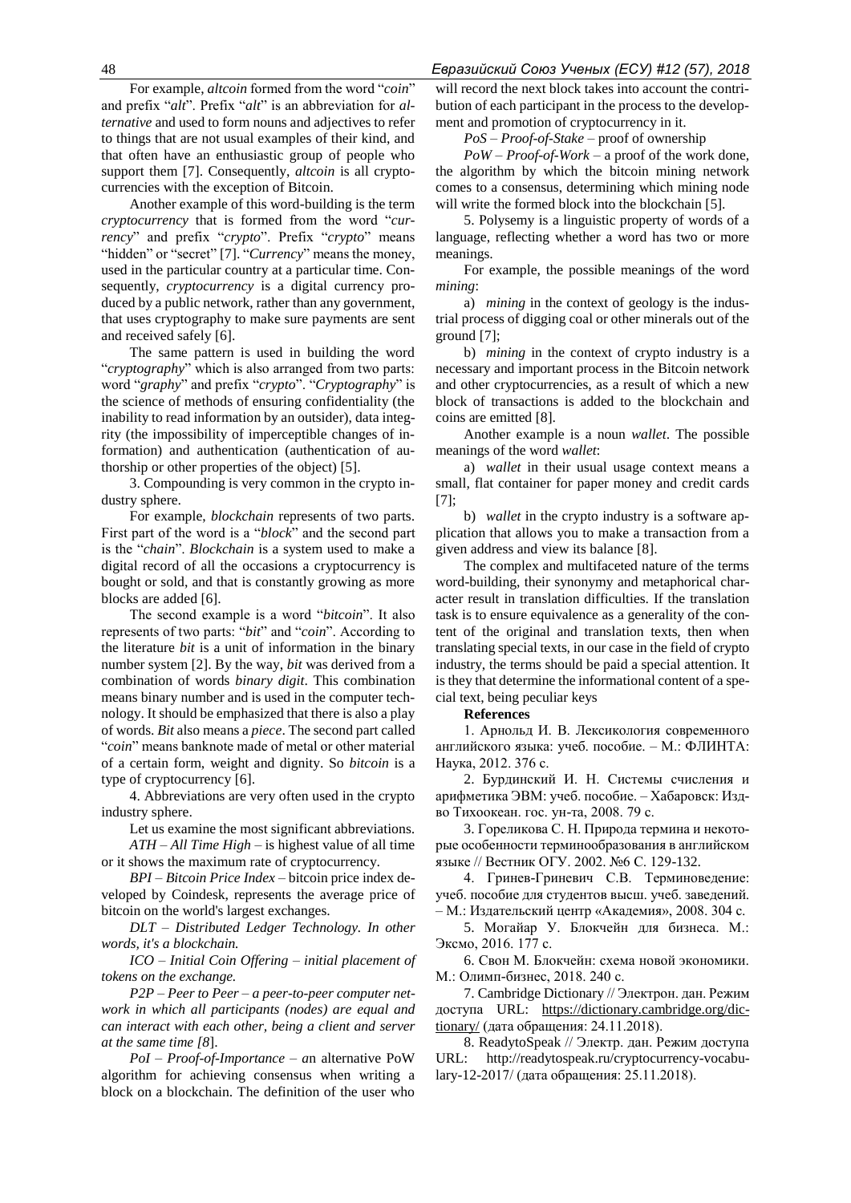For example, *altcoin* formed from the word "*coin*" and prefix "*alt*". Prefix "*alt*" is an abbreviation for *alternative* and used to form nouns and adjectives to refer to things that are not usual examples of their kind, and that often have an enthusiastic group of people who support them [7]. Consequently, *altcoin* is all cryptocurrencies with the exception of Bitcoin.

Another example of this word-building is the term *cryptocurrency* that is formed from the word "*currency*" and prefix "*crypto*". Prefix "*crypto*" means "hidden" or "secret" [7]. "*Currency*" means the money, used in the particular country at a particular time. Consequently, *cryptocurrency* is a digital currency produced by a public network, rather than any government, that uses cryptography to make sure payments are sent and received safely [6].

The same pattern is used in building the word "*cryptography*" which is also arranged from two parts: word "*graphy*" and prefix "*crypto*". "*Cryptography*" is the science of methods of ensuring confidentiality (the inability to read information by an outsider), data integrity (the impossibility of imperceptible changes of information) and authentication (authentication of authorship or other properties of the object) [5].

3. Compounding is very common in the crypto industry sphere.

For example, *blockchain* represents of two parts. First part of the word is a "*block*" and the second part is the "*chain*". *Blockchain* is a system used to make a digital record of all the occasions a cryptocurrency is bought or sold, and that is constantly growing as more blocks are added [6].

The second example is a word "*bitcoin*". It also represents of two parts: "*bit*" and "*coin*". According to the literature *bit* is a unit of information in the binary number system [2]. By the way, *bit* was derived from a combination of words *binary digit*. This combination means binary number and is used in the computer technology. It should be emphasized that there is also a play of words. *Bit* also means a *piece*. The second part called "*coin*" means banknote made of metal or other material of a certain form, weight and dignity. So *bitcoin* is a type of cryptocurrency [6].

4. Abbreviations are very often used in the crypto industry sphere.

Let us examine the most significant abbreviations.

*ATH – All Time High* – is highest value of all time or it shows the maximum rate of cryptocurrency.

*BPI – Bitcoin Price Index* – bitcoin price index developed by Coindesk, represents the average price of bitcoin on the world's largest exchanges.

*DLT – Distributed Ledger Technology. In other words, it's a blockchain.*

*ICO – Initial Coin Offering – initial placement of tokens on the exchange.*

*P2P – Peer to Peer – a peer-to-peer computer network in which all participants (nodes) are equal and can interact with each other, being a client and server at the same time [8*].

*PoI – Proof-of-Importance – a*n alternative PoW algorithm for achieving consensus when writing a block on a blockchain. The definition of the user who will record the next block takes into account the contribution of each participant in the process to the development and promotion of cryptocurrency in it.

*PoS – Proof-of-Stake* – proof of ownership

*PoW – Proof-of-Work* – a proof of the work done, the algorithm by which the bitcoin mining network comes to a consensus, determining which mining node will write the formed block into the blockchain [5].

5. Polysemy is a linguistic property of words of a language, reflecting whether a word has two or more meanings.

For example, the possible meanings of the word *mining*:

a) *mining* in the context of geology is the industrial process of digging coal or other minerals out of the ground [7];

b) *mining* in the context of crypto industry is a necessary and important process in the Bitcoin network and other cryptocurrencies, as a result of which a new block of transactions is added to the blockchain and coins are emitted [8].

Another example is a noun *wallet*. The possible meanings of the word *wallet*:

a) *wallet* in their usual usage context means a small, flat container for paper money and credit cards [7];

b) *wallet* in the crypto industry is a software application that allows you to make a transaction from a given address and view its balance [8].

The complex and multifaceted nature of the terms word-building, their synonymy and metaphorical character result in translation difficulties. If the translation task is to ensure equivalence as a generality of the content of the original and translation texts, then when translating special texts, in our case in the field of crypto industry, the terms should be paid a special attention. It is they that determine the informational content of a special text, being peculiar keys

**References**

1. Арнольд И. В. Лексикология современного английского языка: учеб. пособие. – М.: ФЛИНТА: Наука, 2012. 376 с.

2. Бурдинский И. Н. Системы счисления и арифметика ЭВМ: учеб. пособие. – Хабаровск: Изд-во Тихоокеан. гос. ун-та, 2008. 79 с.

3. Гореликова С. Н. Природа термина и некоторые особенности терминообразования в английском языке // Вестник ОГУ. 2002. №6 С. 129-132.

4. Гринев-Гриневич С.В. Терминоведение: учеб. пособие для студентов высш. учеб. заведений. – М.: Издательский центр «Академия», 2008. 304 с.

5. Могайар У. Блокчейн для бизнеса. М.: Эксмо, 2016. 177 с.

6. Свон М. Блокчейн: схема новой экономики. М.: Олимп-бизнес, 2018. 240 с.

7. Cambridge Dictionary // Электрон. дан. Режим доступа URL: https://dictionary.cambridge.org/dictionary/ (дата обращения: 24.11.2018).

8. ReadytoSpeak // Электр. дан. Режим доступа URL: http://readytospeak.ru/cryptocurrency-vocabulary-12-2017/ (дата обращения: 25.11.2018).